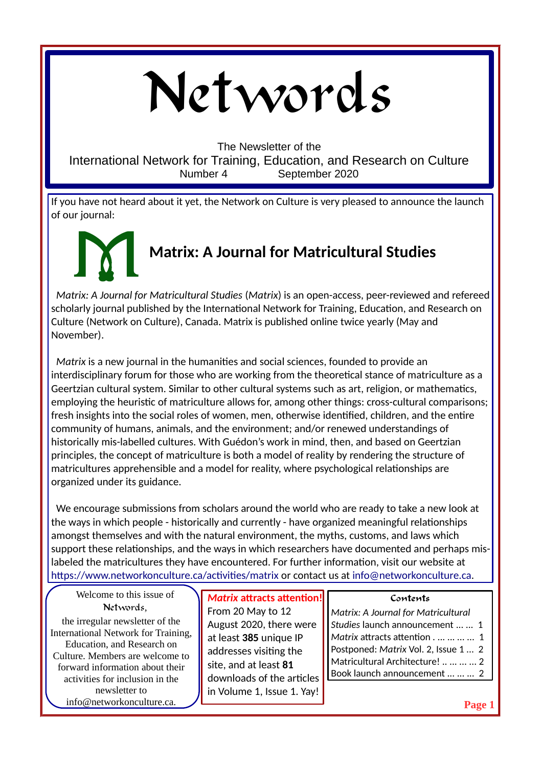# Networds

The Newsletter of the
International Network for Training, Education, and Research on Culture
Number 4 September 2020

If you have not heard about it yet, the Network on Culture is very pleased to announce the launch of our journal:

## Matrix: A Journal for Matricultural Studies

*Matrix: A Journal for Matricultural Studies* (*Matrix*) is an open-access, peer-reviewed and refereed scholarly journal published by the International Network for Training, Education, and Research on Culture (Network on Culture), Canada. Matrix is published online twice yearly (May and November).

*Matrix* is a new journal in the humanities and social sciences, founded to provide an interdisciplinary forum for those who are working from the theoretical stance of matriculture as a Geertzian cultural system. Similar to other cultural systems such as art, religion, or mathematics, employing the heuristic of matriculture allows for, among other things: cross-cultural comparisons; fresh insights into the social roles of women, men, otherwise identified, children, and the entire community of humans, animals, and the environment; and/or renewed understandings of historically mis-labelled cultures. With Guédon's work in mind, then, and based on Geertzian principles, the concept of matriculture is both a model of reality by rendering the structure of matricultures apprehensible and a model for reality, where psychological relationships are organized under its guidance.

We encourage submissions from scholars around the world who are ready to take a new look at the ways in which people - historically and currently - have organized meaningful relationships amongst themselves and with the natural environment, the myths, customs, and laws which support these relationships, and the ways in which researchers have documented and perhaps mis-labeled the matricultures they have encountered. For further information, visit our website at https://www.networkonculture.ca/activities/matrix or contact us at info@networkonculture.ca.

Welcome to this issue of *Networds*, the irregular newsletter of the International Network for Training, Education, and Research on Culture. Members are welcome to forward information about their activities for inclusion in the newsletter to info@networkonculture.ca.

### *Matrix* attracts attention!

From 20 May to 12 August 2020, there were at least **385** unique IP addresses visiting the site, and at least **81** downloads of the articles in Volume 1, Issue 1. Yay!

### Contents

- *Matrix: A Journal for Matricultural Studies* launch announcement … … 1
- *Matrix* attracts attention . … … … … 1
- Postponed: *Matrix* Vol. 2, Issue 1 … 2
- Matricultural Architecture! .. … … … 2
- Book launch announcement … … … 2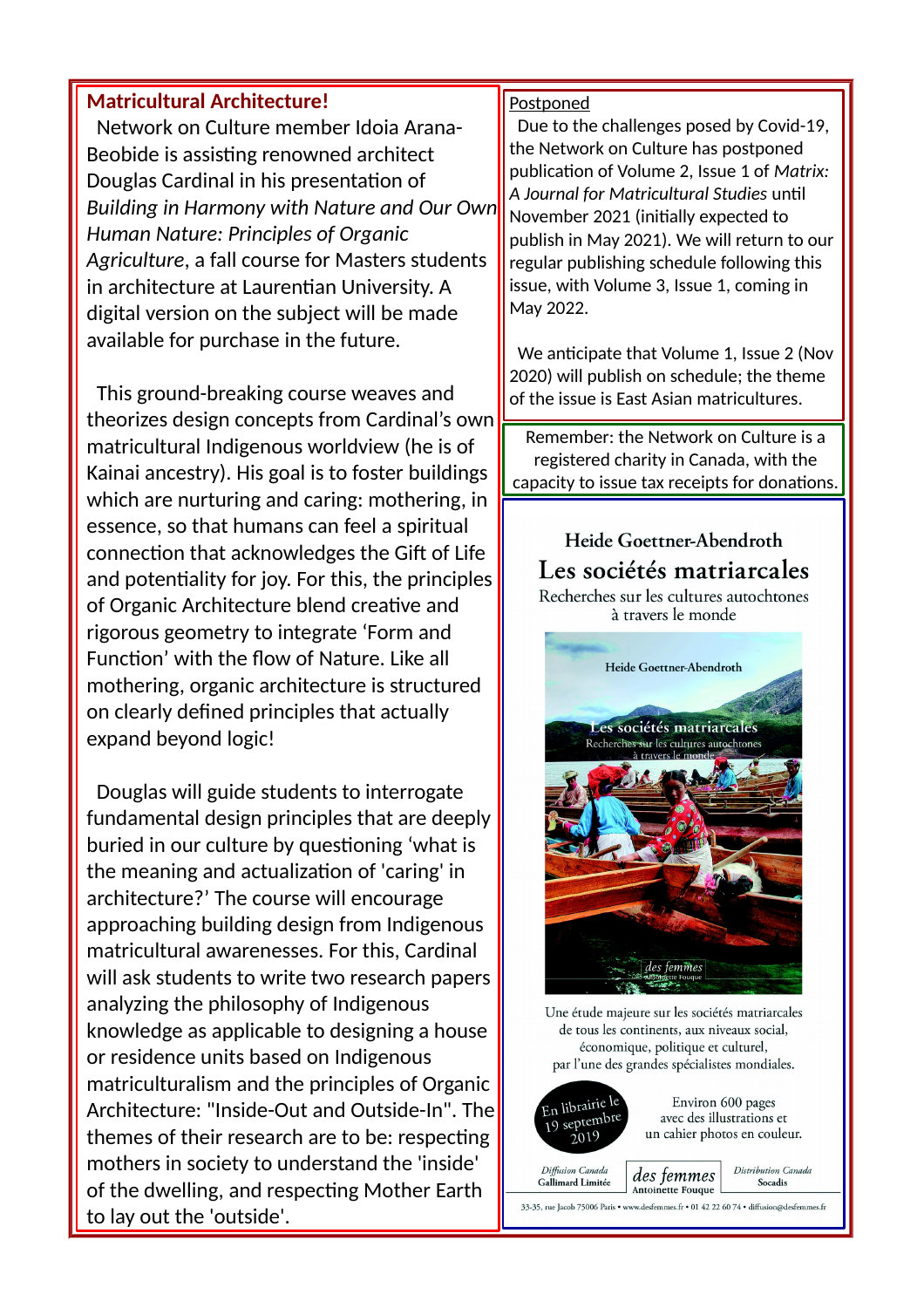## Matricultural Architecture!

Network on Culture member Idoia Arana-Beobide is assisting renowned architect Douglas Cardinal in his presentation of *Building in Harmony with Nature and Our Own Human Nature: Principles of Organic Agriculture*, a fall course for Masters students in architecture at Laurentian University. A digital version on the subject will be made available for purchase in the future.

This ground-breaking course weaves and theorizes design concepts from Cardinal's own matricultural Indigenous worldview (he is of Kainai ancestry). His goal is to foster buildings which are nurturing and caring: mothering, in essence, so that humans can feel a spiritual connection that acknowledges the Gift of Life and potentiality for joy. For this, the principles of Organic Architecture blend creative and rigorous geometry to integrate 'Form and Function' with the flow of Nature. Like all mothering, organic architecture is structured on clearly defined principles that actually expand beyond logic!

Douglas will guide students to interrogate fundamental design principles that are deeply buried in our culture by questioning 'what is the meaning and actualization of 'caring' in architecture?' The course will encourage approaching building design from Indigenous matricultural awarenesses. For this, Cardinal will ask students to write two research papers analyzing the philosophy of Indigenous knowledge as applicable to designing a house or residence units based on Indigenous matriculturalism and the principles of Organic Architecture: "Inside-Out and Outside-In". The themes of their research are to be: respecting mothers in society to understand the 'inside' of the dwelling, and respecting Mother Earth to lay out the 'outside'.

Postponed

Due to the challenges posed by Covid-19, the Network on Culture has postponed publication of Volume 2, Issue 1 of *Matrix: A Journal for Matricultural Studies* until November 2021 (initially expected to publish in May 2021). We will return to our regular publishing schedule following this issue, with Volume 3, Issue 1, coming in May 2022.

We anticipate that Volume 1, Issue 2 (Nov 2020) will publish on schedule; the theme of the issue is East Asian matricultures.

Remember: the Network on Culture is a registered charity in Canada, with the capacity to issue tax receipts for donations.

Heide Goettner-Abendroth

**Les sociétés matriarcales**

Recherches sur les cultures autochtones à travers le monde

Une étude majeure sur les sociétés matriarcales de tous les continents, aux niveaux social, économique, politique et culturel, par l'une des grandes spécialistes mondiales.

En librairie le 19 septembre 2019

Environ 600 pages avec des illustrations et un cahier photos en couleur.

Diffusion Canada Gallimard Limitée — des femmes Antoinette Fouque — Distribution Canada Socadis

33-35, rue Jacob 75006 Paris • www.desfemmes.fr • 01 42 22 60 74 • diffusion@desfemmes.fr